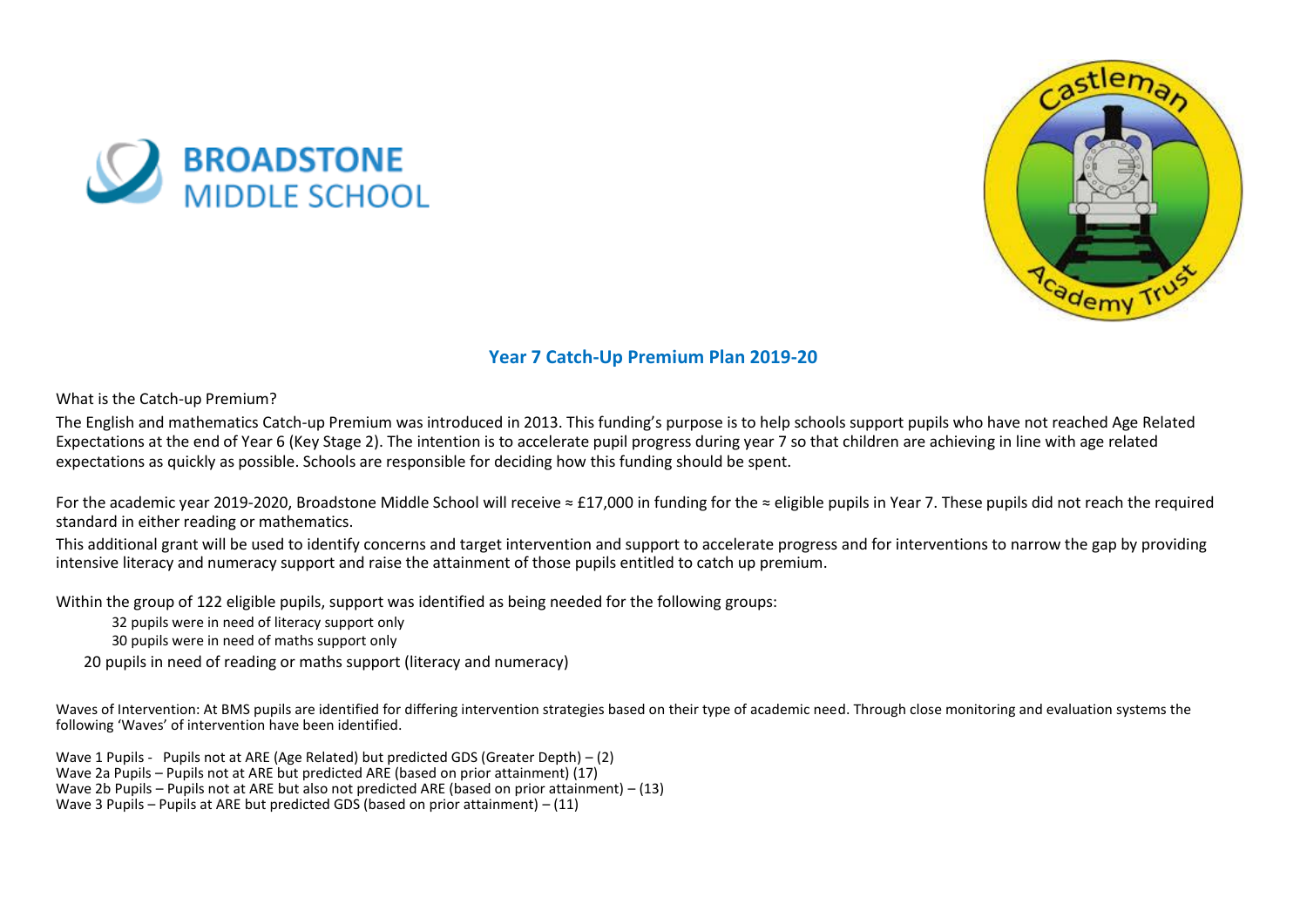BROADSTONE MIDDLE SCHOOL

Castleman Academy Trust

## Year 7 Catch-Up Premium Plan 2019-20

What is the Catch-up Premium?

The English and mathematics Catch-up Premium was introduced in 2013. This funding's purpose is to help schools support pupils who have not reached Age Related Expectations at the end of Year 6 (Key Stage 2). The intention is to accelerate pupil progress during year 7 so that children are achieving in line with age related expectations as quickly as possible. Schools are responsible for deciding how this funding should be spent.

For the academic year 2019-2020, Broadstone Middle School will receive ≈ £17,000 in funding for the ≈ eligible pupils in Year 7. These pupils did not reach the required standard in either reading or mathematics.

This additional grant will be used to identify concerns and target intervention and support to accelerate progress and for interventions to narrow the gap by providing intensive literacy and numeracy support and raise the attainment of those pupils entitled to catch up premium.

Within the group of 122 eligible pupils, support was identified as being needed for the following groups:

- 32 pupils were in need of literacy support only
- 30 pupils were in need of maths support only
- 20 pupils in need of reading or maths support (literacy and numeracy)

Waves of Intervention: At BMS pupils are identified for differing intervention strategies based on their type of academic need. Through close monitoring and evaluation systems the following 'Waves' of intervention have been identified.

Wave 1 Pupils - Pupils not at ARE (Age Related) but predicted GDS (Greater Depth) – (2)
Wave 2a Pupils – Pupils not at ARE but predicted ARE (based on prior attainment) (17)
Wave 2b Pupils – Pupils not at ARE but also not predicted ARE (based on prior attainment) – (13)
Wave 3 Pupils – Pupils at ARE but predicted GDS (based on prior attainment) – (11)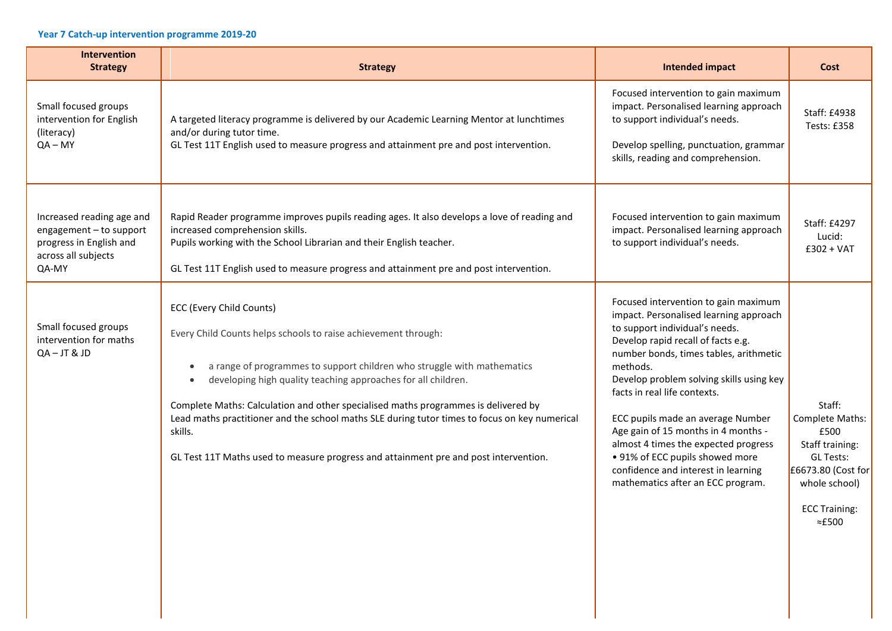### Year 7 Catch-up intervention programme 2019-20

| Intervention Strategy | Strategy | Intended impact | Cost |
|---|---|---|---|
| Small focused groups intervention for English (literacy)<br>QA – MY | A targeted literacy programme is delivered by our Academic Learning Mentor at lunchtimes and/or during tutor time.<br>GL Test 11T English used to measure progress and attainment pre and post intervention. | Focused intervention to gain maximum impact. Personalised learning approach to support individual's needs.<br><br>Develop spelling, punctuation, grammar skills, reading and comprehension. | Staff: £4938<br>Tests: £358 |
| Increased reading age and engagement – to support progress in English and across all subjects<br>QA-MY | Rapid Reader programme improves pupils reading ages. It also develops a love of reading and increased comprehension skills.<br>Pupils working with the School Librarian and their English teacher.<br><br>GL Test 11T English used to measure progress and attainment pre and post intervention. | Focused intervention to gain maximum impact. Personalised learning approach to support individual's needs. | Staff: £4297<br>Lucid:<br>£302 + VAT |
| Small focused groups intervention for maths<br>QA – JT & JD | ECC (Every Child Counts)<br><br>Every Child Counts helps schools to raise achievement through:<br><br>• a range of programmes to support children who struggle with mathematics<br>• developing high quality teaching approaches for all children.<br><br>Complete Maths: Calculation and other specialised maths programmes is delivered by Lead maths practitioner and the school maths SLE during tutor times to focus on key numerical skills.<br><br>GL Test 11T Maths used to measure progress and attainment pre and post intervention. | Focused intervention to gain maximum impact. Personalised learning approach to support individual's needs.<br>Develop rapid recall of facts e.g. number bonds, times tables, arithmetic methods.<br>Develop problem solving skills using key facts in real life contexts.<br><br>ECC pupils made an average Number Age gain of 15 months in 4 months - almost 4 times the expected progress<br>• 91% of ECC pupils showed more confidence and interest in learning mathematics after an ECC program. | Staff:<br>Complete Maths:<br>£500<br>Staff training:<br>GL Tests:<br>£6673.80 (Cost for whole school)<br><br>ECC Training:<br>≈£500 |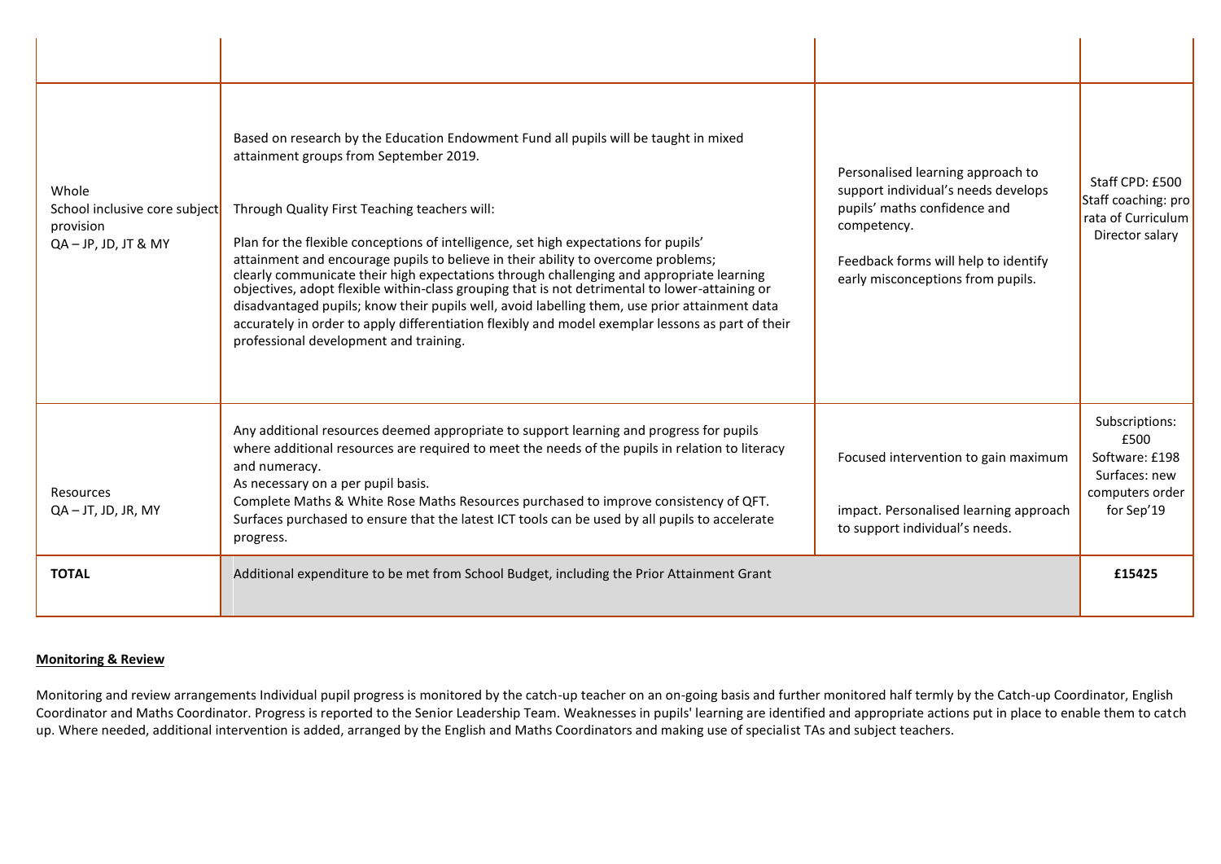| | | | |
|---|---|---|---|
| | | | |
| Whole School inclusive core subject provision<br>QA – JP, JD, JT & MY | Based on research by the Education Endowment Fund all pupils will be taught in mixed attainment groups from September 2019.<br><br>Through Quality First Teaching teachers will:<br><br>Plan for the flexible conceptions of intelligence, set high expectations for pupils' attainment and encourage pupils to believe in their ability to overcome problems; clearly communicate their high expectations through challenging and appropriate learning objectives, adopt flexible within-class grouping that is not detrimental to lower-attaining or disadvantaged pupils; know their pupils well, avoid labelling them, use prior attainment data accurately in order to apply differentiation flexibly and model exemplar lessons as part of their professional development and training. | Personalised learning approach to support individual's needs develops pupils' maths confidence and competency.<br><br>Feedback forms will help to identify early misconceptions from pupils. | Staff CPD: £500<br>Staff coaching: pro rata of Curriculum Director salary |
| Resources<br>QA – JT, JD, JR, MY | Any additional resources deemed appropriate to support learning and progress for pupils where additional resources are required to meet the needs of the pupils in relation to literacy and numeracy.<br>As necessary on a per pupil basis.<br>Complete Maths & White Rose Maths Resources purchased to improve consistency of QFT.<br>Surfaces purchased to ensure that the latest ICT tools can be used by all pupils to accelerate progress. | Focused intervention to gain maximum<br><br>impact. Personalised learning approach to support individual's needs. | Subscriptions: £500<br>Software: £198<br>Surfaces: new computers order for Sep'19 |
| **TOTAL** | Additional expenditure to be met from School Budget, including the Prior Attainment Grant | | **£15425** |

**Monitoring & Review**

Monitoring and review arrangements Individual pupil progress is monitored by the catch-up teacher on an on-going basis and further monitored half termly by the Catch-up Coordinator, English Coordinator and Maths Coordinator. Progress is reported to the Senior Leadership Team. Weaknesses in pupils' learning are identified and appropriate actions put in place to enable them to catch up. Where needed, additional intervention is added, arranged by the English and Maths Coordinators and making use of specialist TAs and subject teachers.